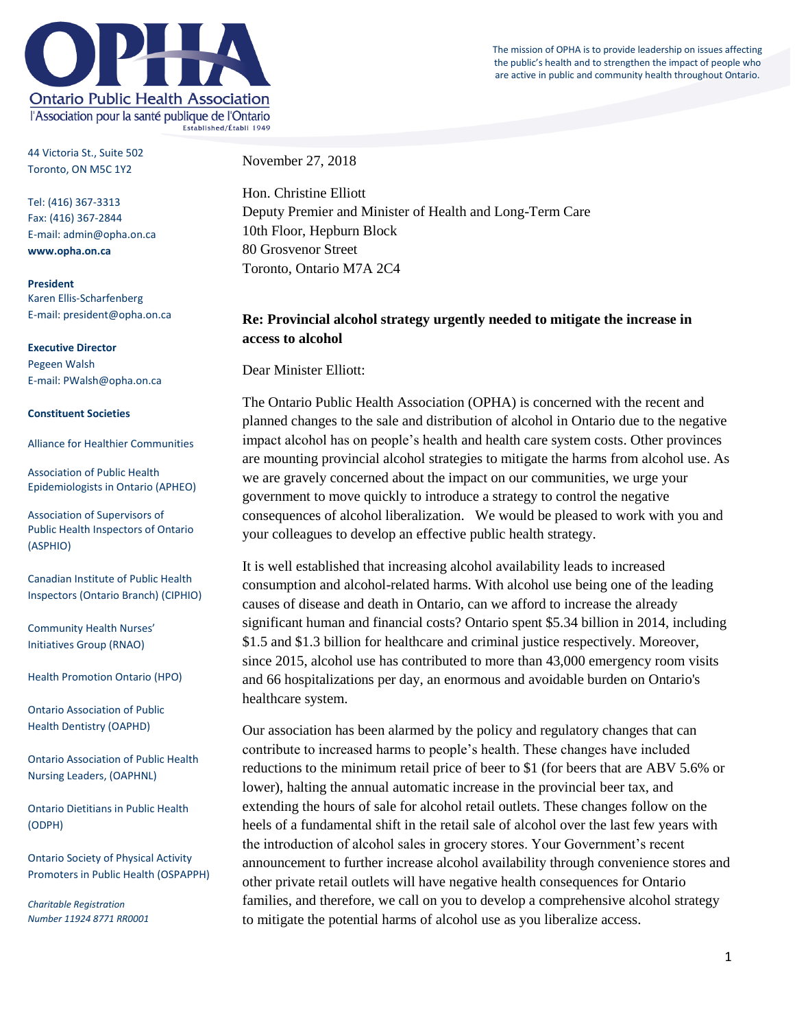# Ontario Public Health Association

l'Association pour la santé publique de l'Ontario

Established/Établi 1949

The mission of OPHA is to provide leadership on issues affecting the public's health and to strengthen the impact of people who are active in public and community health throughout Ontario.

44 Victoria St., Suite 502
Toronto, ON M5C 1Y2

Tel: (416) 367-3313
Fax: (416) 367-2844
E-mail: admin@opha.on.ca
**www.opha.on.ca**

**President**
Karen Ellis-Scharfenberg
E-mail: president@opha.on.ca

**Executive Director**
Pegeen Walsh
E-mail: PWalsh@opha.on.ca

**Constituent Societies**

Alliance for Healthier Communities

Association of Public Health Epidemiologists in Ontario (APHEO)

Association of Supervisors of Public Health Inspectors of Ontario (ASPHIO)

Canadian Institute of Public Health Inspectors (Ontario Branch) (CIPHIO)

Community Health Nurses' Initiatives Group (RNAO)

Health Promotion Ontario (HPO)

Ontario Association of Public Health Dentistry (OAPHD)

Ontario Association of Public Health Nursing Leaders, (OAPHNL)

Ontario Dietitians in Public Health (ODPH)

Ontario Society of Physical Activity Promoters in Public Health (OSPAPPH)

*Charitable Registration Number 11924 8771 RR0001*

November 27, 2018

Hon. Christine Elliott
Deputy Premier and Minister of Health and Long-Term Care
10th Floor, Hepburn Block
80 Grosvenor Street
Toronto, Ontario M7A 2C4

**Re: Provincial alcohol strategy urgently needed to mitigate the increase in access to alcohol**

Dear Minister Elliott:

The Ontario Public Health Association (OPHA) is concerned with the recent and planned changes to the sale and distribution of alcohol in Ontario due to the negative impact alcohol has on people's health and health care system costs. Other provinces are mounting provincial alcohol strategies to mitigate the harms from alcohol use. As we are gravely concerned about the impact on our communities, we urge your government to move quickly to introduce a strategy to control the negative consequences of alcohol liberalization. We would be pleased to work with you and your colleagues to develop an effective public health strategy.

It is well established that increasing alcohol availability leads to increased consumption and alcohol-related harms. With alcohol use being one of the leading causes of disease and death in Ontario, can we afford to increase the already significant human and financial costs? Ontario spent $5.34 billion in 2014, including $1.5 and $1.3 billion for healthcare and criminal justice respectively. Moreover, since 2015, alcohol use has contributed to more than 43,000 emergency room visits and 66 hospitalizations per day, an enormous and avoidable burden on Ontario's healthcare system.

Our association has been alarmed by the policy and regulatory changes that can contribute to increased harms to people's health. These changes have included reductions to the minimum retail price of beer to $1 (for beers that are ABV 5.6% or lower), halting the annual automatic increase in the provincial beer tax, and extending the hours of sale for alcohol retail outlets. These changes follow on the heels of a fundamental shift in the retail sale of alcohol over the last few years with the introduction of alcohol sales in grocery stores. Your Government's recent announcement to further increase alcohol availability through convenience stores and other private retail outlets will have negative health consequences for Ontario families, and therefore, we call on you to develop a comprehensive alcohol strategy to mitigate the potential harms of alcohol use as you liberalize access.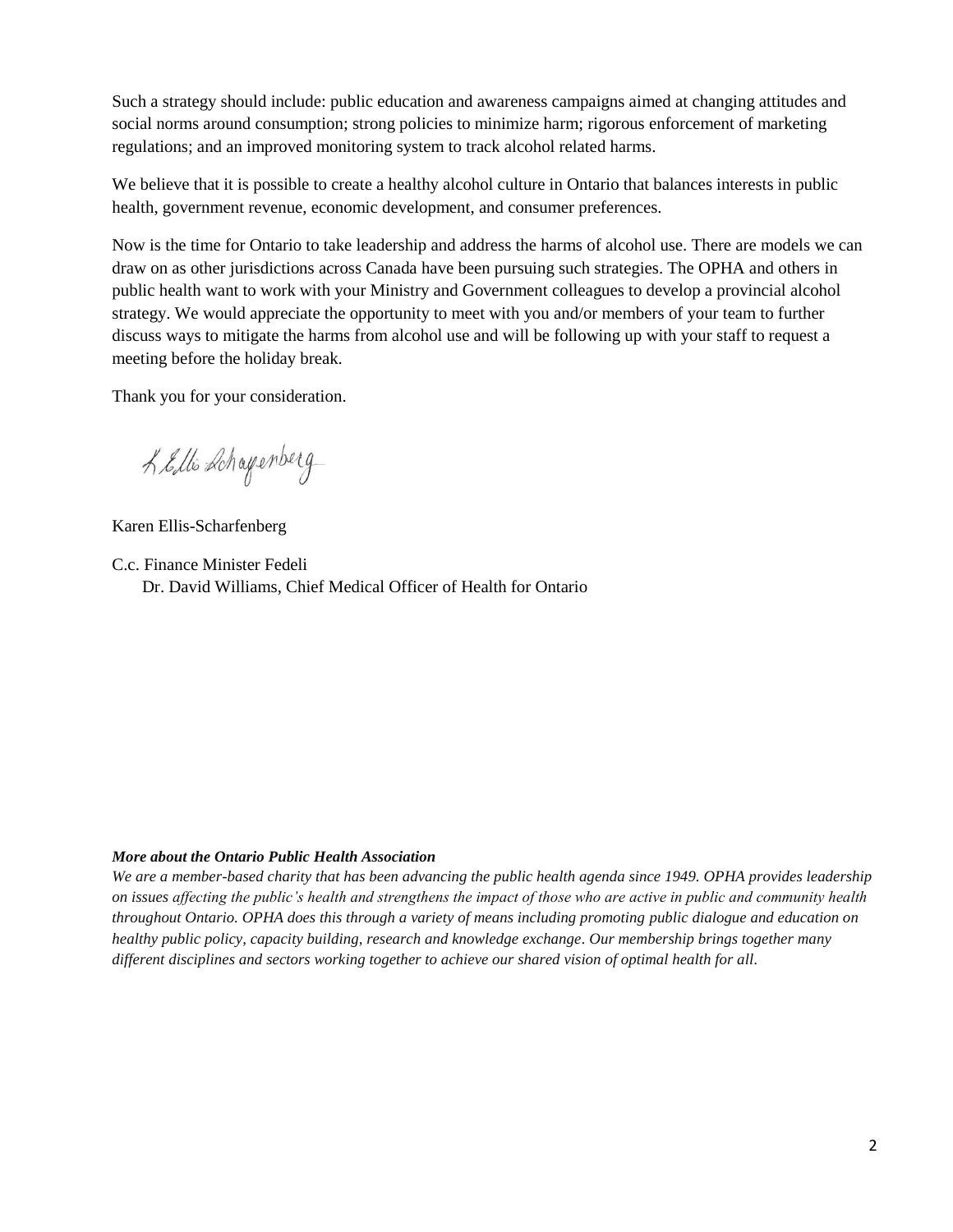Such a strategy should include: public education and awareness campaigns aimed at changing attitudes and social norms around consumption; strong policies to minimize harm; rigorous enforcement of marketing regulations; and an improved monitoring system to track alcohol related harms.

We believe that it is possible to create a healthy alcohol culture in Ontario that balances interests in public health, government revenue, economic development, and consumer preferences.

Now is the time for Ontario to take leadership and address the harms of alcohol use. There are models we can draw on as other jurisdictions across Canada have been pursuing such strategies. The OPHA and others in public health want to work with your Ministry and Government colleagues to develop a provincial alcohol strategy. We would appreciate the opportunity to meet with you and/or members of your team to further discuss ways to mitigate the harms from alcohol use and will be following up with your staff to request a meeting before the holiday break.

Thank you for your consideration.

Karen Ellis-Scharfenberg

C.c. Finance Minister Fedeli
Dr. David Williams, Chief Medical Officer of Health for Ontario

***More about the Ontario Public Health Association***

*We are a member-based charity that has been advancing the public health agenda since 1949. OPHA provides leadership on issues affecting the public's health and strengthens the impact of those who are active in public and community health throughout Ontario. OPHA does this through a variety of means including promoting public dialogue and education on healthy public policy, capacity building, research and knowledge exchange. Our membership brings together many different disciplines and sectors working together to achieve our shared vision of optimal health for all.*